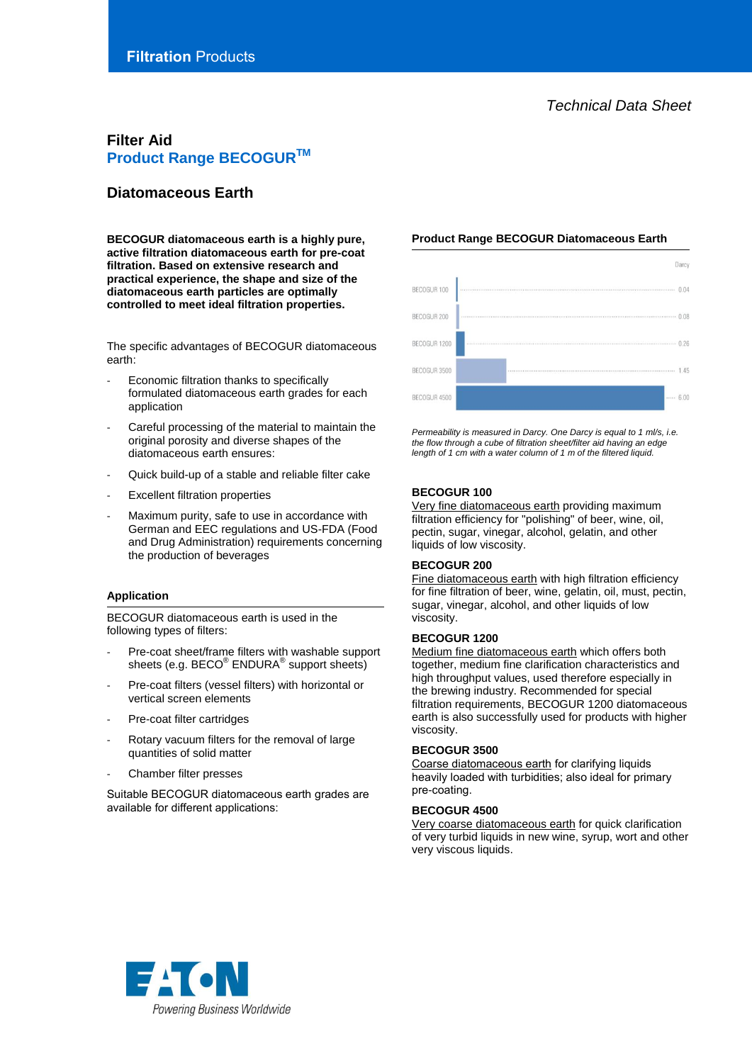Filtration Products

*Technical Data Sheet*

## Filter Aid
## Product Range BECOGUR™

## Diatomaceous Earth

**BECOGUR diatomaceous earth is a highly pure, active filtration diatomaceous earth for pre-coat filtration. Based on extensive research and practical experience, the shape and size of the diatomaceous earth particles are optimally controlled to meet ideal filtration properties.**

The specific advantages of BECOGUR diatomaceous earth:

- Economic filtration thanks to specifically formulated diatomaceous earth grades for each application
- Careful processing of the material to maintain the original porosity and diverse shapes of the diatomaceous earth ensures:
- Quick build-up of a stable and reliable filter cake
- Excellent filtration properties
- Maximum purity, safe to use in accordance with German and EEC regulations and US-FDA (Food and Drug Administration) requirements concerning the production of beverages

### Application

BECOGUR diatomaceous earth is used in the following types of filters:

- Pre-coat sheet/frame filters with washable support sheets (e.g. BECO® ENDURA® support sheets)
- Pre-coat filters (vessel filters) with horizontal or vertical screen elements
- Pre-coat filter cartridges
- Rotary vacuum filters for the removal of large quantities of solid matter
- Chamber filter presses

Suitable BECOGUR diatomaceous earth grades are available for different applications:

### Product Range BECOGUR Diatomaceous Earth

| Product | Darcy |
|---|---|
| BECOGUR 100 | 0.04 |
| BECOGUR 200 | 0.08 |
| BECOGUR 1200 | 0.26 |
| BECOGUR 3500 | 1.45 |
| BECOGUR 4500 | 6.00 |

*Permeability is measured in Darcy. One Darcy is equal to 1 ml/s, i.e. the flow through a cube of filtration sheet/filter aid having an edge length of 1 cm with a water column of 1 m of the filtered liquid.*

**BECOGUR 100**
Very fine diatomaceous earth providing maximum filtration efficiency for "polishing" of beer, wine, oil, pectin, sugar, vinegar, alcohol, gelatin, and other liquids of low viscosity.

**BECOGUR 200**
Fine diatomaceous earth with high filtration efficiency for fine filtration of beer, wine, gelatin, oil, must, pectin, sugar, vinegar, alcohol, and other liquids of low viscosity.

**BECOGUR 1200**
Medium fine diatomaceous earth which offers both together, medium fine clarification characteristics and high throughput values, used therefore especially in the brewing industry. Recommended for special filtration requirements, BECOGUR 1200 diatomaceous earth is also successfully used for products with higher viscosity.

**BECOGUR 3500**
Coarse diatomaceous earth for clarifying liquids heavily loaded with turbidities; also ideal for primary pre-coating.

**BECOGUR 4500**
Very coarse diatomaceous earth for quick clarification of very turbid liquids in new wine, syrup, wort and other very viscous liquids.

EATON
Powering Business Worldwide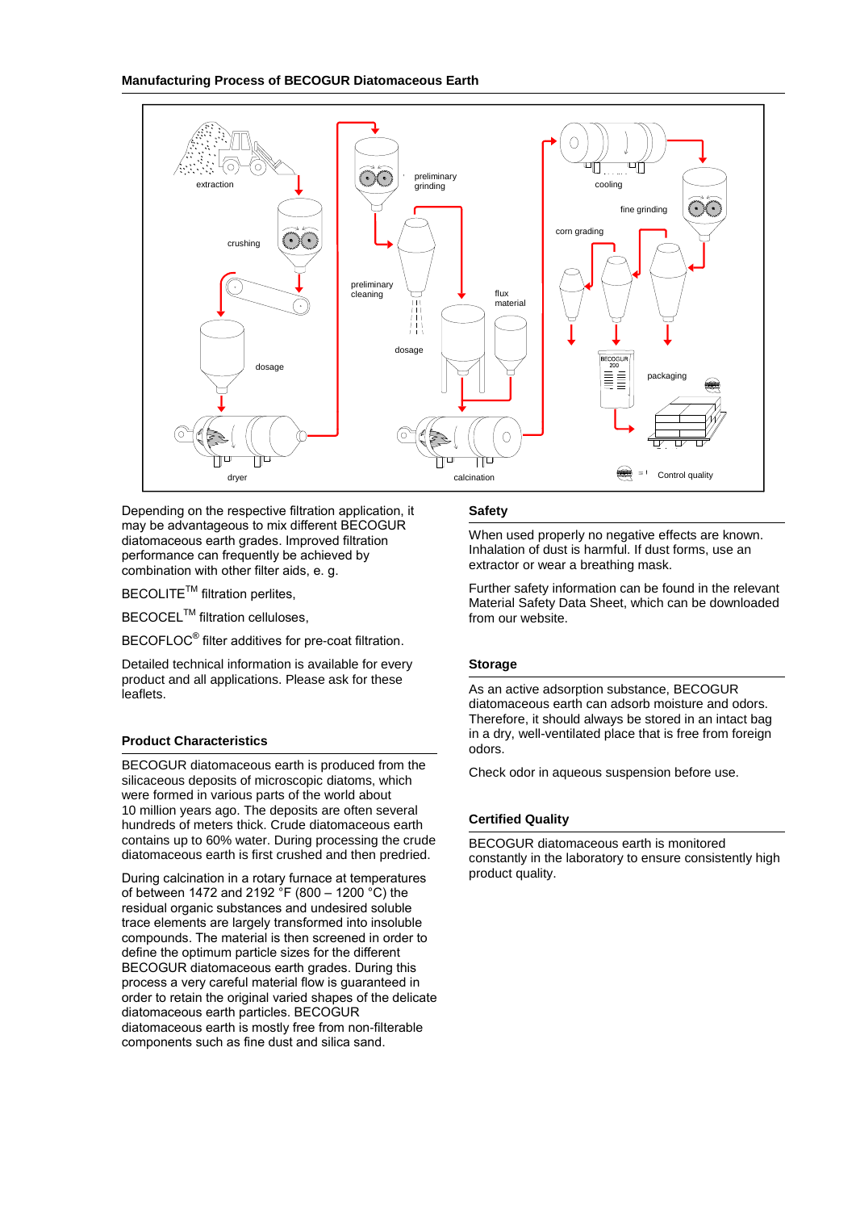## Manufacturing Process of BECOGUR Diatomaceous Earth

extraction

crushing

dosage

dryer

preliminary grinding

preliminary cleaning

dosage

flux material

calcination

cooling

fine grinding

corn grading

packaging

Control quality

Depending on the respective filtration application, it may be advantageous to mix different BECOGUR diatomaceous earth grades. Improved filtration performance can frequently be achieved by combination with other filter aids, e. g.

BECOLITE™ filtration perlites,

BECOCEL™ filtration celluloses,

BECOFLOC® filter additives for pre-coat filtration.

Detailed technical information is available for every product and all applications. Please ask for these leaflets.

### Product Characteristics

BECOGUR diatomaceous earth is produced from the silicaceous deposits of microscopic diatoms, which were formed in various parts of the world about 10 million years ago. The deposits are often several hundreds of meters thick. Crude diatomaceous earth contains up to 60% water. During processing the crude diatomaceous earth is first crushed and then predried.

During calcination in a rotary furnace at temperatures of between 1472 and 2192 °F (800 – 1200 °C) the residual organic substances and undesired soluble trace elements are largely transformed into insoluble compounds. The material is then screened in order to define the optimum particle sizes for the different BECOGUR diatomaceous earth grades. During this process a very careful material flow is guaranteed in order to retain the original varied shapes of the delicate diatomaceous earth particles. BECOGUR diatomaceous earth is mostly free from non-filterable components such as fine dust and silica sand.

### Safety

When used properly no negative effects are known. Inhalation of dust is harmful. If dust forms, use an extractor or wear a breathing mask.

Further safety information can be found in the relevant Material Safety Data Sheet, which can be downloaded from our website.

### Storage

As an active adsorption substance, BECOGUR diatomaceous earth can adsorb moisture and odors. Therefore, it should always be stored in an intact bag in a dry, well-ventilated place that is free from foreign odors.

Check odor in aqueous suspension before use.

### Certified Quality

BECOGUR diatomaceous earth is monitored constantly in the laboratory to ensure consistently high product quality.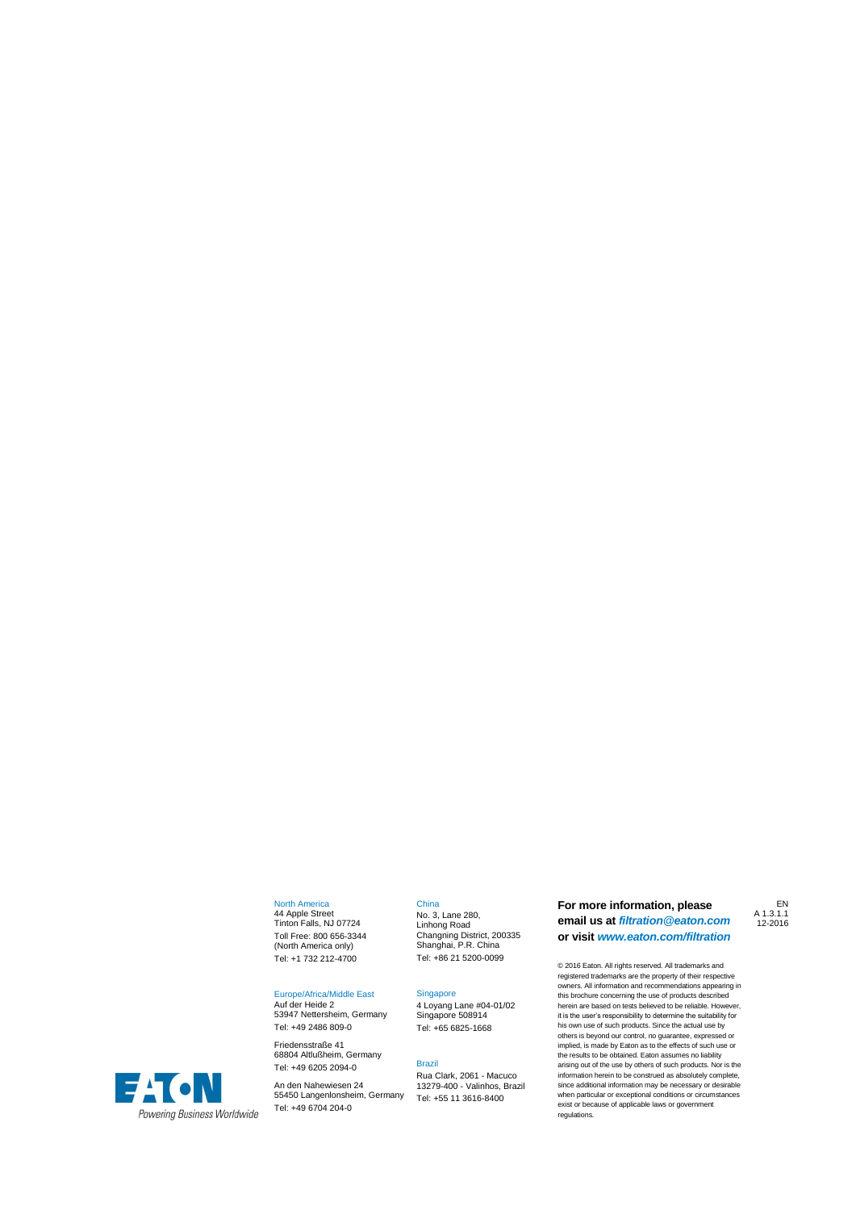North America
44 Apple Street
Tinton Falls, NJ 07724
Toll Free: 800 656-3344
(North America only)
Tel: +1 732 212-4700

Europe/Africa/Middle East
Auf der Heide 2
53947 Nettersheim, Germany
Tel: +49 2486 809-0

Friedensstraße 41
68804 Altlußheim, Germany
Tel: +49 6205 2094-0

An den Nahewiesen 24
55450 Langenlonsheim, Germany
Tel: +49 6704 204-0

China
No. 3, Lane 280,
Linhong Road
Changning District, 200335
Shanghai, P.R. China
Tel: +86 21 5200-0099

Singapore
4 Loyang Lane #04-01/02
Singapore 508914
Tel: +65 6825-1668

Brazil
Rua Clark, 2061 - Macuco
13279-400 - Valinhos, Brazil
Tel: +55 11 3616-8400

**For more information, please email us at *filtration@eaton.com* or visit *www.eaton.com/filtration***

EN
A 1.3.1.1
12-2016

© 2016 Eaton. All rights reserved. All trademarks and registered trademarks are the property of their respective owners. All information and recommendations appearing in this brochure concerning the use of products described herein are based on tests believed to be reliable. However, it is the user's responsibility to determine the suitability for his own use of such products. Since the actual use by others is beyond our control, no guarantee, expressed or implied, is made by Eaton as to the effects of such use or the results to be obtained. Eaton assumes no liability arising out of the use by others of such products. Nor is the information herein to be construed as absolutely complete, since additional information may be necessary or desirable when particular or exceptional conditions or circumstances exist or because of applicable laws or government regulations.

EATON
Powering Business Worldwide